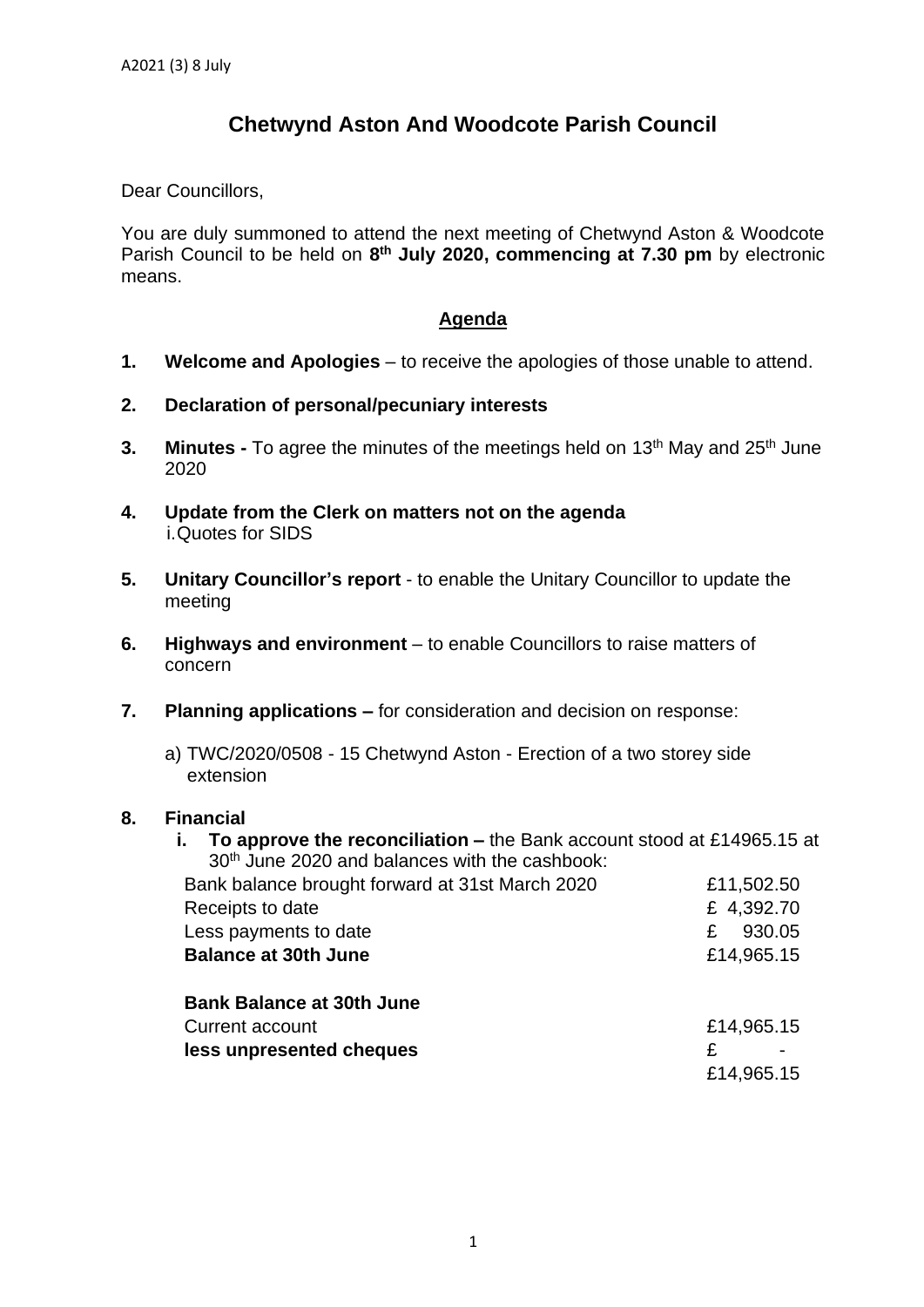# Chetwynd Aston And Woodcote Parish Council

Dear Councillors,

You are duly summoned to attend the next meeting of Chetwynd Aston & Woodcote Parish Council to be held on **8th July 2020, commencing at 7.30 pm** by electronic means.

## Agenda

1. **Welcome and Apologies** – to receive the apologies of those unable to attend.

2. **Declaration of personal/pecuniary interests**

3. **Minutes -** To agree the minutes of the meetings held on 13th May and 25th June 2020

4. **Update from the Clerk on matters not on the agenda**
   i. Quotes for SIDS

5. **Unitary Councillor's report** - to enable the Unitary Councillor to update the meeting

6. **Highways and environment** – to enable Councillors to raise matters of concern

7. **Planning applications –** for consideration and decision on response:

   a) TWC/2020/0508 - 15 Chetwynd Aston - Erection of a two storey side extension

8. **Financial**
   i. **To approve the reconciliation –** the Bank account stood at £14965.15 at 30th June 2020 and balances with the cashbook:

| | |
|---|---|
| Bank balance brought forward at 31st March 2020 | £11,502.50 |
| Receipts to date | £ 4,392.70 |
| Less payments to date | £ 930.05 |
| **Balance at 30th June** | £14,965.15 |
| | |
| **Bank Balance at 30th June** | |
| Current account | £14,965.15 |
| **less unpresented cheques** | £ - |
| | £14,965.15 |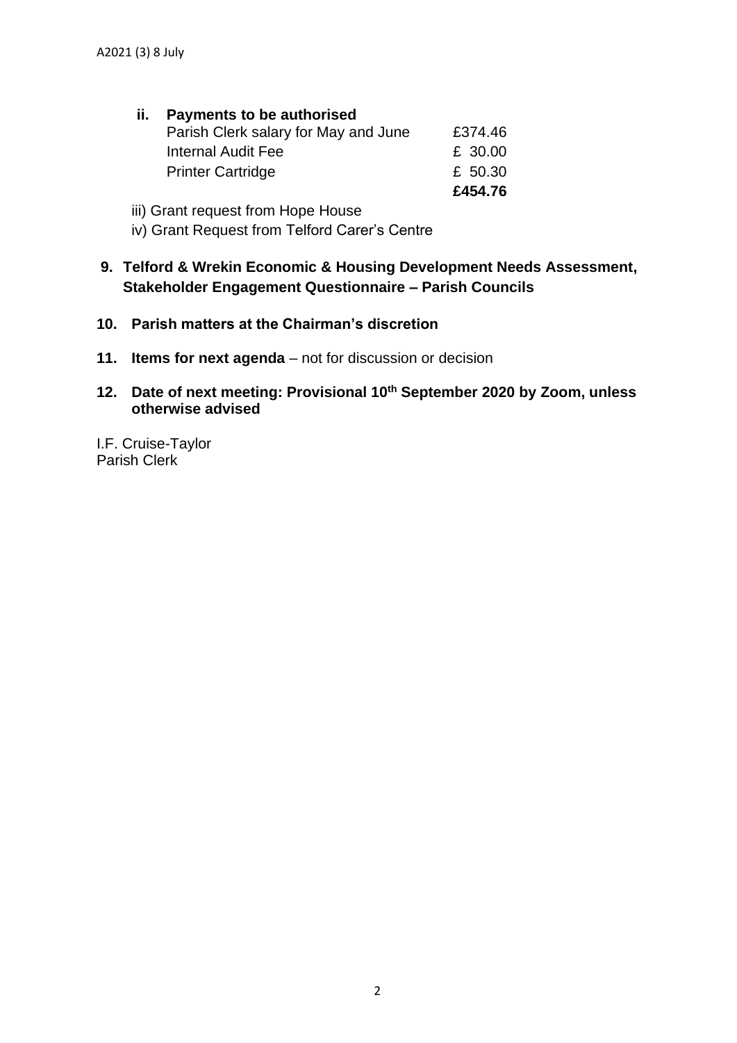**ii. Payments to be authorised**

| | |
|---|---|
| Parish Clerk salary for May and June | £374.46 |
| Internal Audit Fee | £ 30.00 |
| Printer Cartridge | £ 50.30 |
| | **£454.76** |

iii) Grant request from Hope House

iv) Grant Request from Telford Carer's Centre

**9. Telford & Wrekin Economic & Housing Development Needs Assessment, Stakeholder Engagement Questionnaire – Parish Councils**

**10. Parish matters at the Chairman's discretion**

**11. Items for next agenda** – not for discussion or decision

**12. Date of next meeting: Provisional 10th September 2020 by Zoom, unless otherwise advised**

I.F. Cruise-Taylor
Parish Clerk